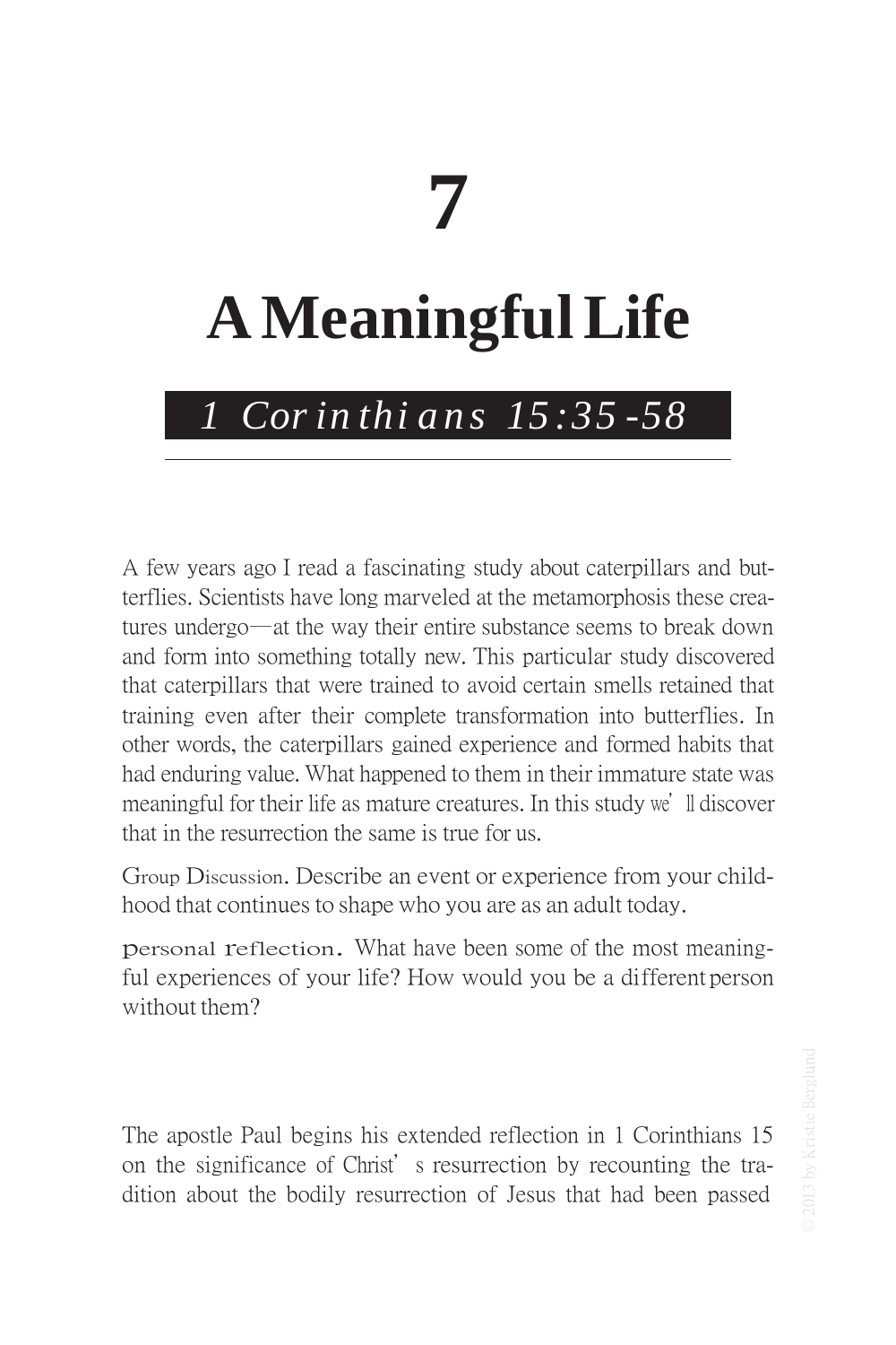# 7

# A Meaningful Life

## *1 Corinthians 15:35-58*

A few years ago I read a fascinating study about caterpillars and butterflies. Scientists have long marveled at the metamorphosis these creatures undergo—at the way their entire substance seems to break down and form into something totally new. This particular study discovered that caterpillars that were trained to avoid certain smells retained that training even after their complete transformation into butterflies. In other words, the caterpillars gained experience and formed habits that had enduring value. What happened to them in their immature state was meaningful for their life as mature creatures. In this study we'll discover that in the resurrection the same is true for us.

Group Discussion. Describe an event or experience from your childhood that continues to shape who you are as an adult today.

Personal Reflection. What have been some of the most meaningful experiences of your life? How would you be a different person without them?

The apostle Paul begins his extended reflection in 1 Corinthians 15 on the significance of Christ's resurrection by recounting the tradition about the bodily resurrection of Jesus that had been passed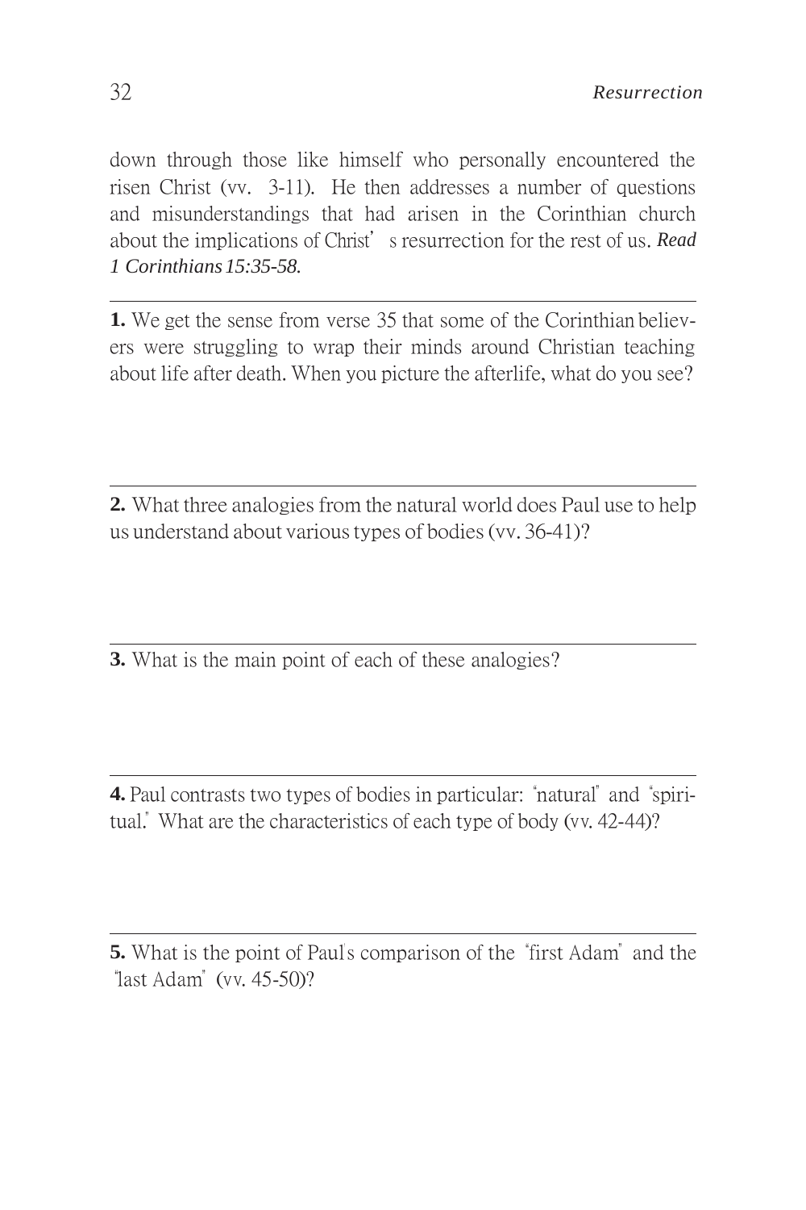down through those like himself who personally encountered the risen Christ (vv. 3-11). He then addresses a number of questions and misunderstandings that had arisen in the Corinthian church about the implications of Christ's resurrection for the rest of us. *Read 1 Corinthians 15:35-58.*

---

**1.** We get the sense from verse 35 that some of the Corinthian believers were struggling to wrap their minds around Christian teaching about life after death. When you picture the afterlife, what do you see?

---

**2.** What three analogies from the natural world does Paul use to help us understand about various types of bodies (vv. 36-41)?

---

**3.** What is the main point of each of these analogies?

---

**4.** Paul contrasts two types of bodies in particular: "natural" and "spiritual." What are the characteristics of each type of body (vv. 42-44)?

---

**5.** What is the point of Paul's comparison of the "first Adam" and the "last Adam" (vv. 45-50)?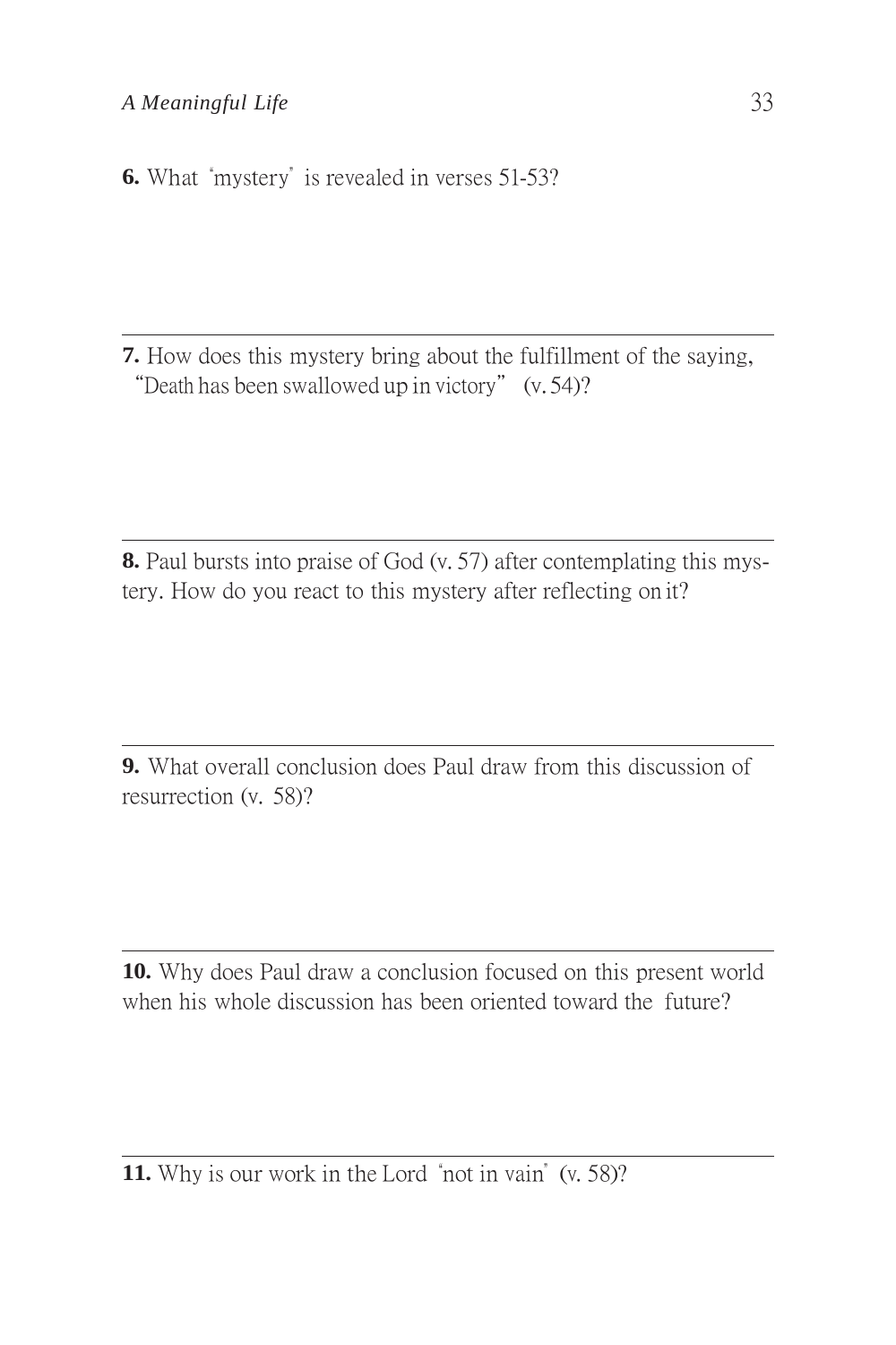**6.** What "mystery" is revealed in verses 51-53?

---

**7.** How does this mystery bring about the fulfillment of the saying, "Death has been swallowed up in victory" (v. 54)?

---

**8.** Paul bursts into praise of God (v. 57) after contemplating this mystery. How do you react to this mystery after reflecting on it?

---

**9.** What overall conclusion does Paul draw from this discussion of resurrection (v. 58)?

---

**10.** Why does Paul draw a conclusion focused on this present world when his whole discussion has been oriented toward the future?

---

**11.** Why is our work in the Lord "not in vain" (v. 58)?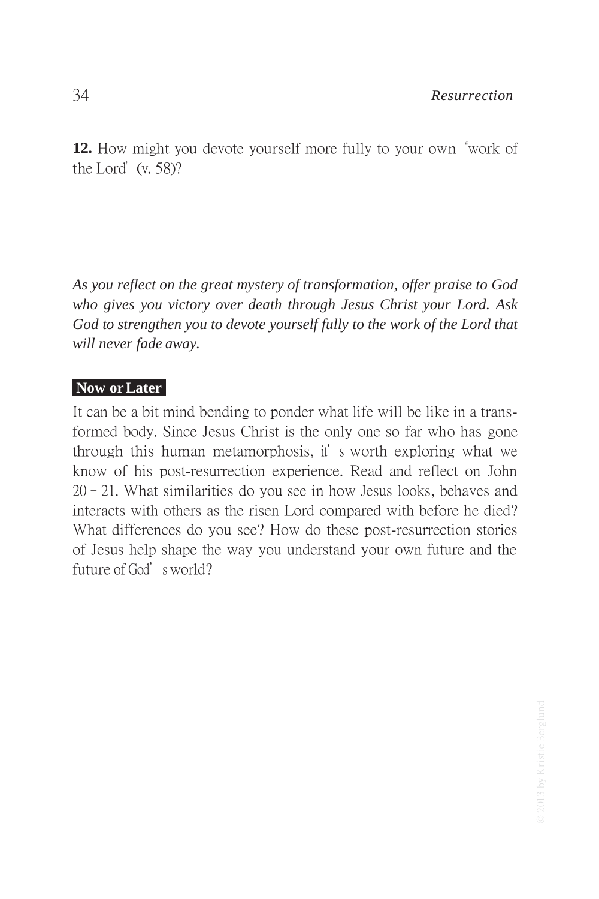**12.** How might you devote yourself more fully to your own "work of the Lord" (v. 58)?

***As you reflect on the great mystery of transformation, offer praise to God who gives you victory over death through Jesus Christ your Lord. Ask God to strengthen you to devote yourself fully to the work of the Lord that will never fade away.***

**Now or Later**

It can be a bit mind bending to ponder what life will be like in a transformed body. Since Jesus Christ is the only one so far who has gone through this human metamorphosis, it's worth exploring what we know of his post-resurrection experience. Read and reflect on John 20–21. What similarities do you see in how Jesus looks, behaves and interacts with others as the risen Lord compared with before he died? What differences do you see? How do these post-resurrection stories of Jesus help shape the way you understand your own future and the future of God's world?